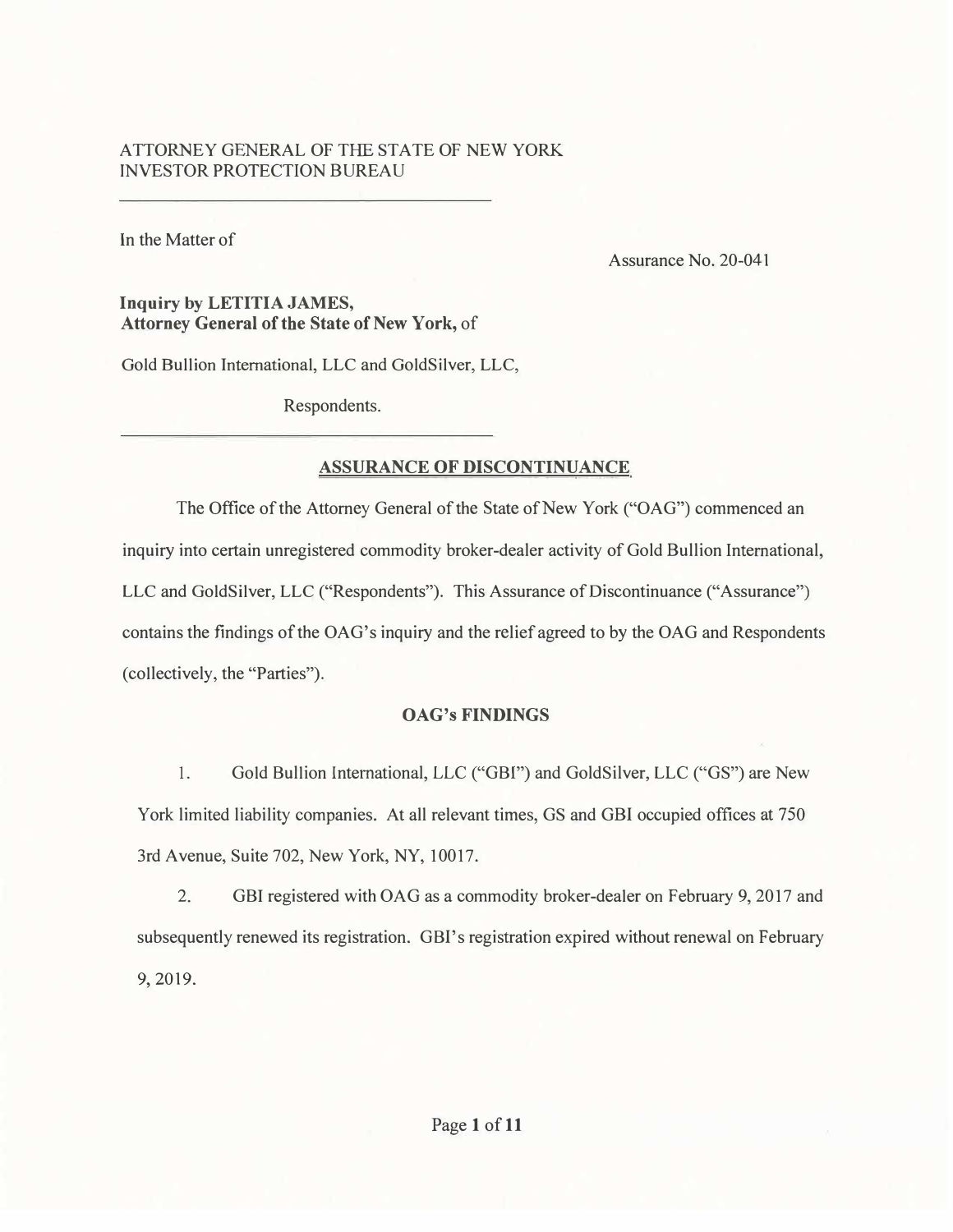ATTORNEY GENERAL OF THE STATE OF NEW YORK
INVESTOR PROTECTION BUREAU

---

In the Matter of

Assurance No. 20-041

**Inquiry by LETITIA JAMES, Attorney General of the State of New York,** of

Gold Bullion International, LLC and GoldSilver, LLC,

Respondents.

---

## ASSURANCE OF DISCONTINUANCE

The Office of the Attorney General of the State of New York ("OAG") commenced an inquiry into certain unregistered commodity broker-dealer activity of Gold Bullion International, LLC and GoldSilver, LLC ("Respondents"). This Assurance of Discontinuance ("Assurance") contains the findings of the OAG's inquiry and the relief agreed to by the OAG and Respondents (collectively, the "Parties").

### OAG's FINDINGS

1. Gold Bullion International, LLC ("GBI") and GoldSilver, LLC ("GS") are New York limited liability companies. At all relevant times, GS and GBI occupied offices at 750 3rd Avenue, Suite 702, New York, NY, 10017.

2. GBI registered with OAG as a commodity broker-dealer on February 9, 2017 and subsequently renewed its registration. GBI's registration expired without renewal on February 9, 2019.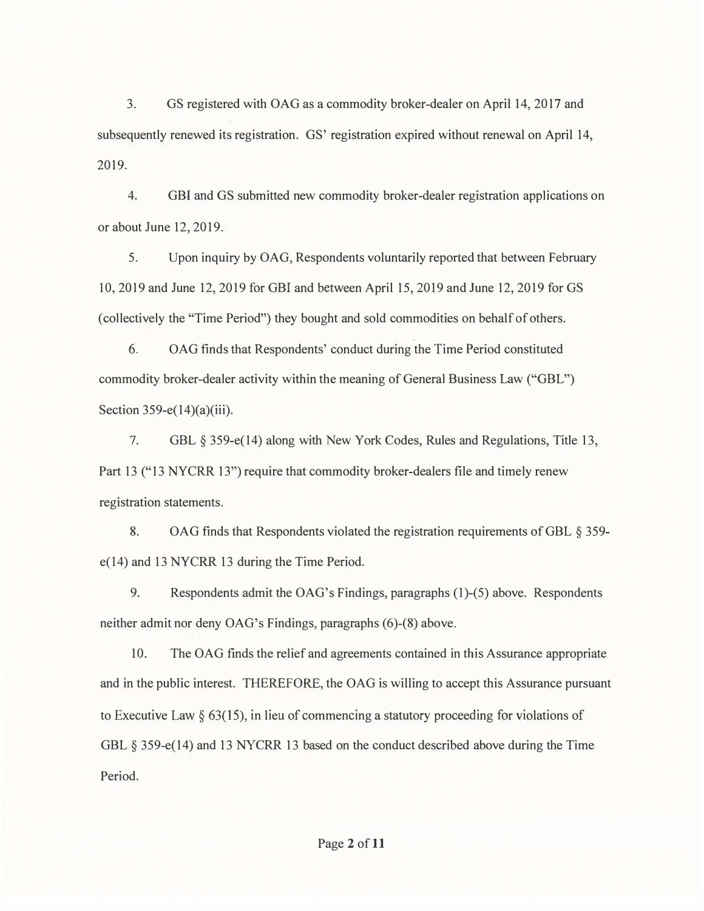3. GS registered with OAG as a commodity broker-dealer on April 14, 2017 and subsequently renewed its registration. GS' registration expired without renewal on April 14, 2019.

4. GBI and GS submitted new commodity broker-dealer registration applications on or about June 12, 2019.

5. Upon inquiry by OAG, Respondents voluntarily reported that between February 10, 2019 and June 12, 2019 for GBI and between April 15, 2019 and June 12, 2019 for GS (collectively the "Time Period") they bought and sold commodities on behalf of others.

6. OAG finds that Respondents' conduct during the Time Period constituted commodity broker-dealer activity within the meaning of General Business Law ("GBL") Section 359-e(14)(a)(iii).

7. GBL § 359-e(14) along with New York Codes, Rules and Regulations, Title 13, Part 13 ("13 NYCRR 13") require that commodity broker-dealers file and timely renew registration statements.

8. OAG finds that Respondents violated the registration requirements of GBL § 359-e(14) and 13 NYCRR 13 during the Time Period.

9. Respondents admit the OAG's Findings, paragraphs (1)-(5) above. Respondents neither admit nor deny OAG's Findings, paragraphs (6)-(8) above.

10. The OAG finds the relief and agreements contained in this Assurance appropriate and in the public interest. THEREFORE, the OAG is willing to accept this Assurance pursuant to Executive Law § 63(15), in lieu of commencing a statutory proceeding for violations of GBL § 359-e(14) and 13 NYCRR 13 based on the conduct described above during the Time Period.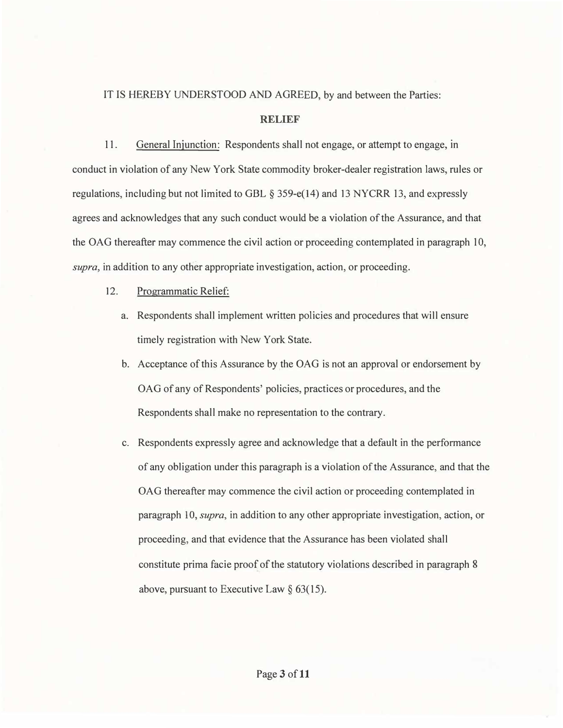IT IS HEREBY UNDERSTOOD AND AGREED, by and between the Parties:

## RELIEF

11. General Injunction: Respondents shall not engage, or attempt to engage, in conduct in violation of any New York State commodity broker-dealer registration laws, rules or regulations, including but not limited to GBL § 359-e(14) and 13 NYCRR 13, and expressly agrees and acknowledges that any such conduct would be a violation of the Assurance, and that the OAG thereafter may commence the civil action or proceeding contemplated in paragraph 10, *supra*, in addition to any other appropriate investigation, action, or proceeding.

12. Programmatic Relief:

    a. Respondents shall implement written policies and procedures that will ensure timely registration with New York State.

    b. Acceptance of this Assurance by the OAG is not an approval or endorsement by OAG of any of Respondents' policies, practices or procedures, and the Respondents shall make no representation to the contrary.

    c. Respondents expressly agree and acknowledge that a default in the performance of any obligation under this paragraph is a violation of the Assurance, and that the OAG thereafter may commence the civil action or proceeding contemplated in paragraph 10, *supra*, in addition to any other appropriate investigation, action, or proceeding, and that evidence that the Assurance has been violated shall constitute prima facie proof of the statutory violations described in paragraph 8 above, pursuant to Executive Law § 63(15).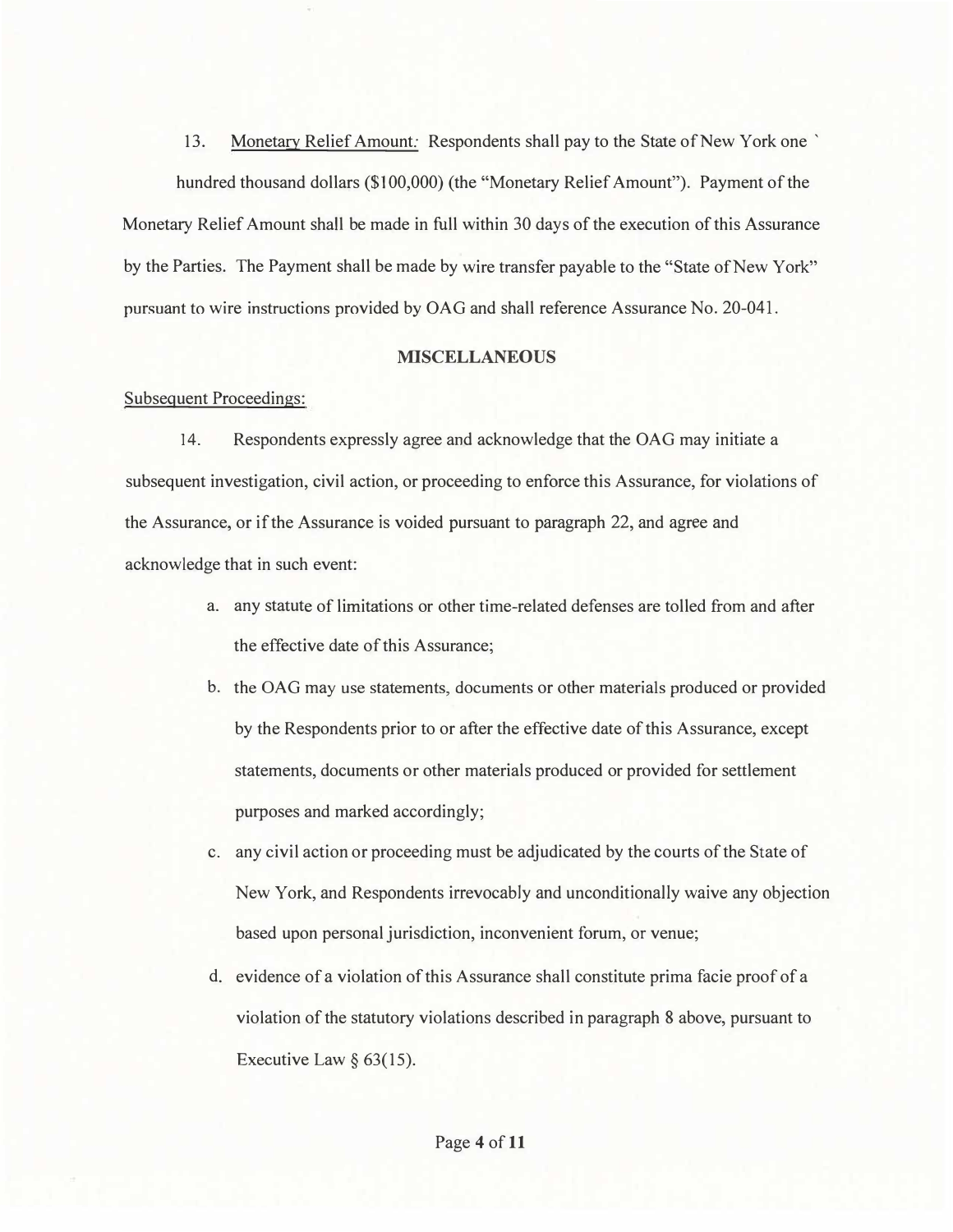13. Monetary Relief Amount: Respondents shall pay to the State of New York one hundred thousand dollars ($100,000) (the "Monetary Relief Amount"). Payment of the Monetary Relief Amount shall be made in full within 30 days of the execution of this Assurance by the Parties. The Payment shall be made by wire transfer payable to the "State of New York" pursuant to wire instructions provided by OAG and shall reference Assurance No. 20-041.

## MISCELLANEOUS

Subsequent Proceedings:

14. Respondents expressly agree and acknowledge that the OAG may initiate a subsequent investigation, civil action, or proceeding to enforce this Assurance, for violations of the Assurance, or if the Assurance is voided pursuant to paragraph 22, and agree and acknowledge that in such event:

a. any statute of limitations or other time-related defenses are tolled from and after the effective date of this Assurance;

b. the OAG may use statements, documents or other materials produced or provided by the Respondents prior to or after the effective date of this Assurance, except statements, documents or other materials produced or provided for settlement purposes and marked accordingly;

c. any civil action or proceeding must be adjudicated by the courts of the State of New York, and Respondents irrevocably and unconditionally waive any objection based upon personal jurisdiction, inconvenient forum, or venue;

d. evidence of a violation of this Assurance shall constitute prima facie proof of a violation of the statutory violations described in paragraph 8 above, pursuant to Executive Law § 63(15).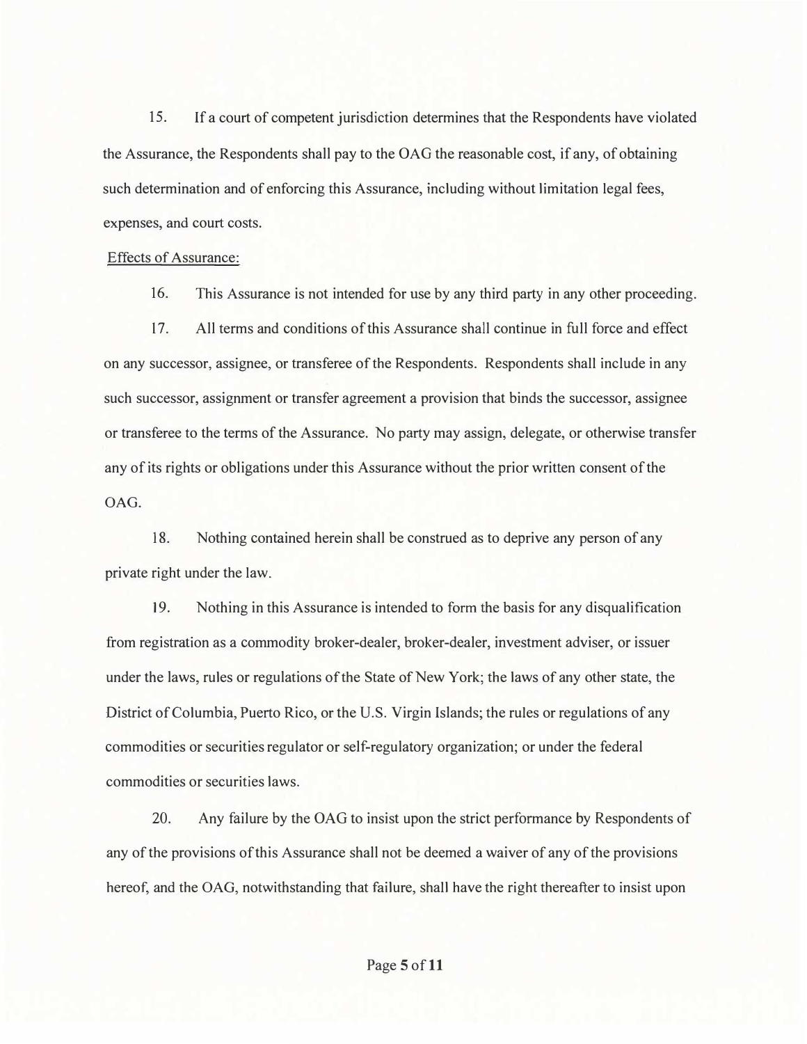15. If a court of competent jurisdiction determines that the Respondents have violated the Assurance, the Respondents shall pay to the OAG the reasonable cost, if any, of obtaining such determination and of enforcing this Assurance, including without limitation legal fees, expenses, and court costs.

Effects of Assurance:

16. This Assurance is not intended for use by any third party in any other proceeding.

17. All terms and conditions of this Assurance shall continue in full force and effect on any successor, assignee, or transferee of the Respondents. Respondents shall include in any such successor, assignment or transfer agreement a provision that binds the successor, assignee or transferee to the terms of the Assurance. No party may assign, delegate, or otherwise transfer any of its rights or obligations under this Assurance without the prior written consent of the OAG.

18. Nothing contained herein shall be construed as to deprive any person of any private right under the law.

19. Nothing in this Assurance is intended to form the basis for any disqualification from registration as a commodity broker-dealer, broker-dealer, investment adviser, or issuer under the laws, rules or regulations of the State of New York; the laws of any other state, the District of Columbia, Puerto Rico, or the U.S. Virgin Islands; the rules or regulations of any commodities or securities regulator or self-regulatory organization; or under the federal commodities or securities laws.

20. Any failure by the OAG to insist upon the strict performance by Respondents of any of the provisions of this Assurance shall not be deemed a waiver of any of the provisions hereof, and the OAG, notwithstanding that failure, shall have the right thereafter to insist upon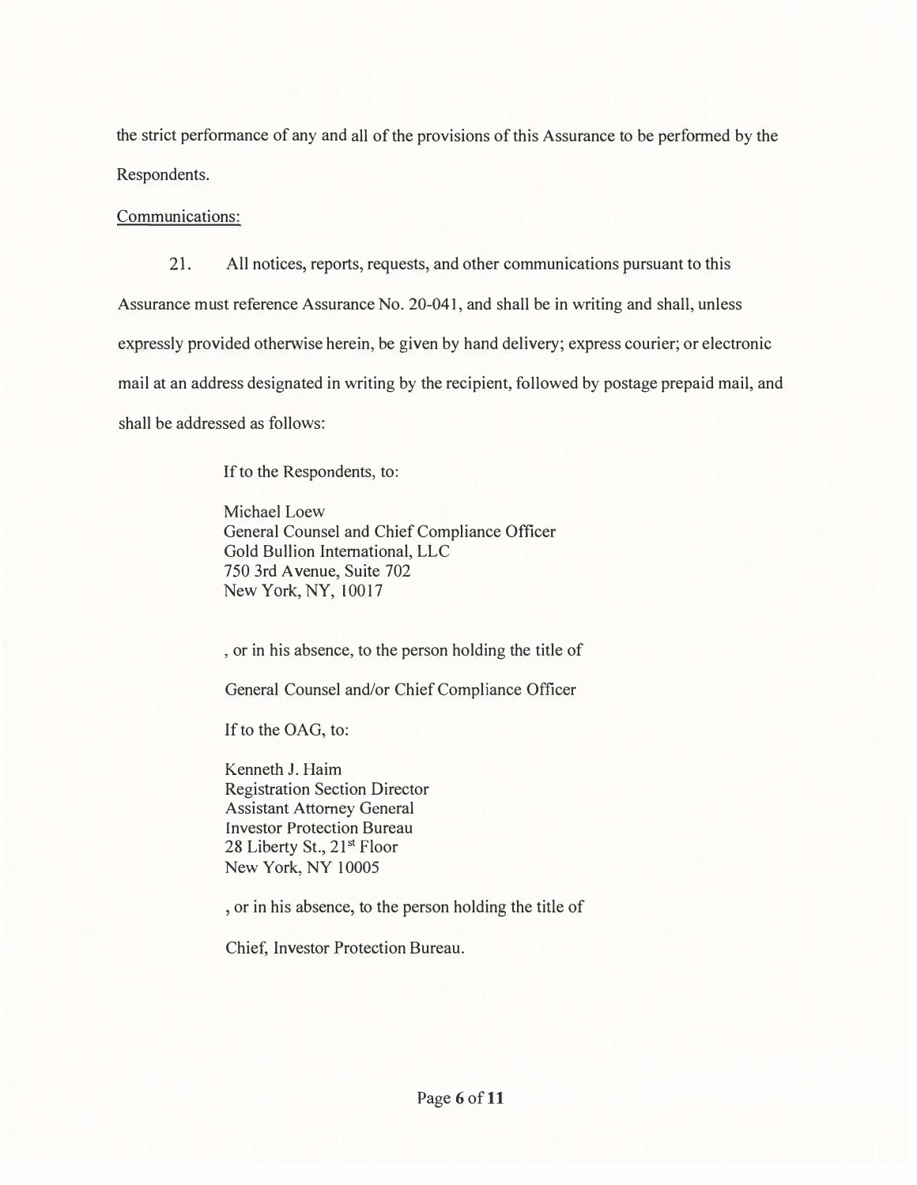the strict performance of any and all of the provisions of this Assurance to be performed by the Respondents.

Communications:

21. All notices, reports, requests, and other communications pursuant to this Assurance must reference Assurance No. 20-041, and shall be in writing and shall, unless expressly provided otherwise herein, be given by hand delivery; express courier; or electronic mail at an address designated in writing by the recipient, followed by postage prepaid mail, and shall be addressed as follows:

If to the Respondents, to:

Michael Loew
General Counsel and Chief Compliance Officer
Gold Bullion International, LLC
750 3rd Avenue, Suite 702
New York, NY, 10017

, or in his absence, to the person holding the title of

General Counsel and/or Chief Compliance Officer

If to the OAG, to:

Kenneth J. Haim
Registration Section Director
Assistant Attorney General
Investor Protection Bureau
28 Liberty St., 21st Floor
New York, NY 10005

, or in his absence, to the person holding the title of

Chief, Investor Protection Bureau.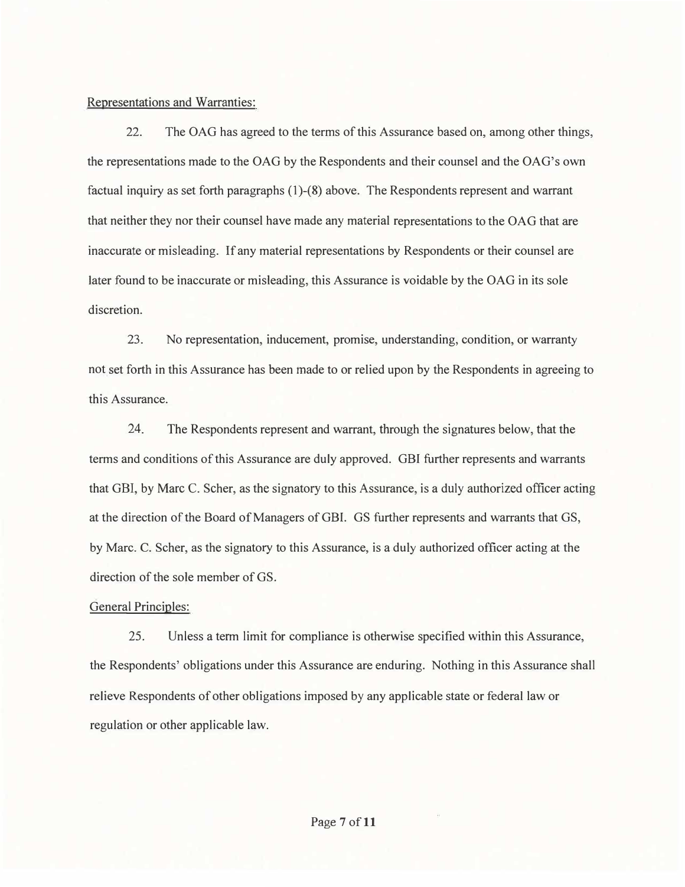Representations and Warranties:

22. The OAG has agreed to the terms of this Assurance based on, among other things, the representations made to the OAG by the Respondents and their counsel and the OAG's own factual inquiry as set forth paragraphs (1)-(8) above. The Respondents represent and warrant that neither they nor their counsel have made any material representations to the OAG that are inaccurate or misleading. If any material representations by Respondents or their counsel are later found to be inaccurate or misleading, this Assurance is voidable by the OAG in its sole discretion.

23. No representation, inducement, promise, understanding, condition, or warranty not set forth in this Assurance has been made to or relied upon by the Respondents in agreeing to this Assurance.

24. The Respondents represent and warrant, through the signatures below, that the terms and conditions of this Assurance are duly approved. GBI further represents and warrants that GBI, by Marc C. Scher, as the signatory to this Assurance, is a duly authorized officer acting at the direction of the Board of Managers of GBI. GS further represents and warrants that GS, by Marc. C. Scher, as the signatory to this Assurance, is a duly authorized officer acting at the direction of the sole member of GS.

General Principles:

25. Unless a term limit for compliance is otherwise specified within this Assurance, the Respondents' obligations under this Assurance are enduring. Nothing in this Assurance shall relieve Respondents of other obligations imposed by any applicable state or federal law or regulation or other applicable law.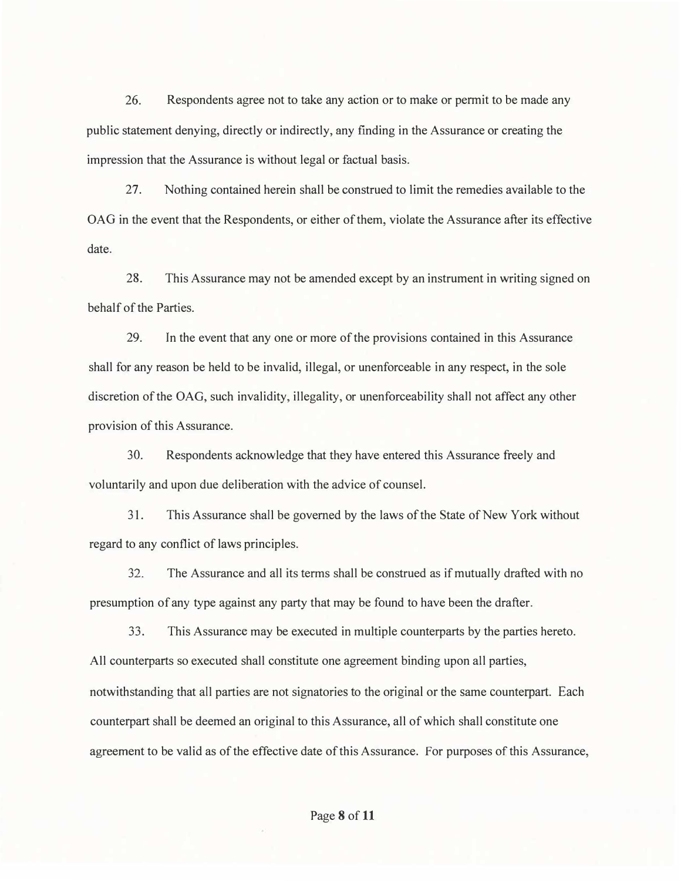26. Respondents agree not to take any action or to make or permit to be made any public statement denying, directly or indirectly, any finding in the Assurance or creating the impression that the Assurance is without legal or factual basis.

27. Nothing contained herein shall be construed to limit the remedies available to the OAG in the event that the Respondents, or either of them, violate the Assurance after its effective date.

28. This Assurance may not be amended except by an instrument in writing signed on behalf of the Parties.

29. In the event that any one or more of the provisions contained in this Assurance shall for any reason be held to be invalid, illegal, or unenforceable in any respect, in the sole discretion of the OAG, such invalidity, illegality, or unenforceability shall not affect any other provision of this Assurance.

30. Respondents acknowledge that they have entered this Assurance freely and voluntarily and upon due deliberation with the advice of counsel.

31. This Assurance shall be governed by the laws of the State of New York without regard to any conflict of laws principles.

32. The Assurance and all its terms shall be construed as if mutually drafted with no presumption of any type against any party that may be found to have been the drafter.

33. This Assurance may be executed in multiple counterparts by the parties hereto. All counterparts so executed shall constitute one agreement binding upon all parties, notwithstanding that all parties are not signatories to the original or the same counterpart. Each counterpart shall be deemed an original to this Assurance, all of which shall constitute one agreement to be valid as of the effective date of this Assurance. For purposes of this Assurance,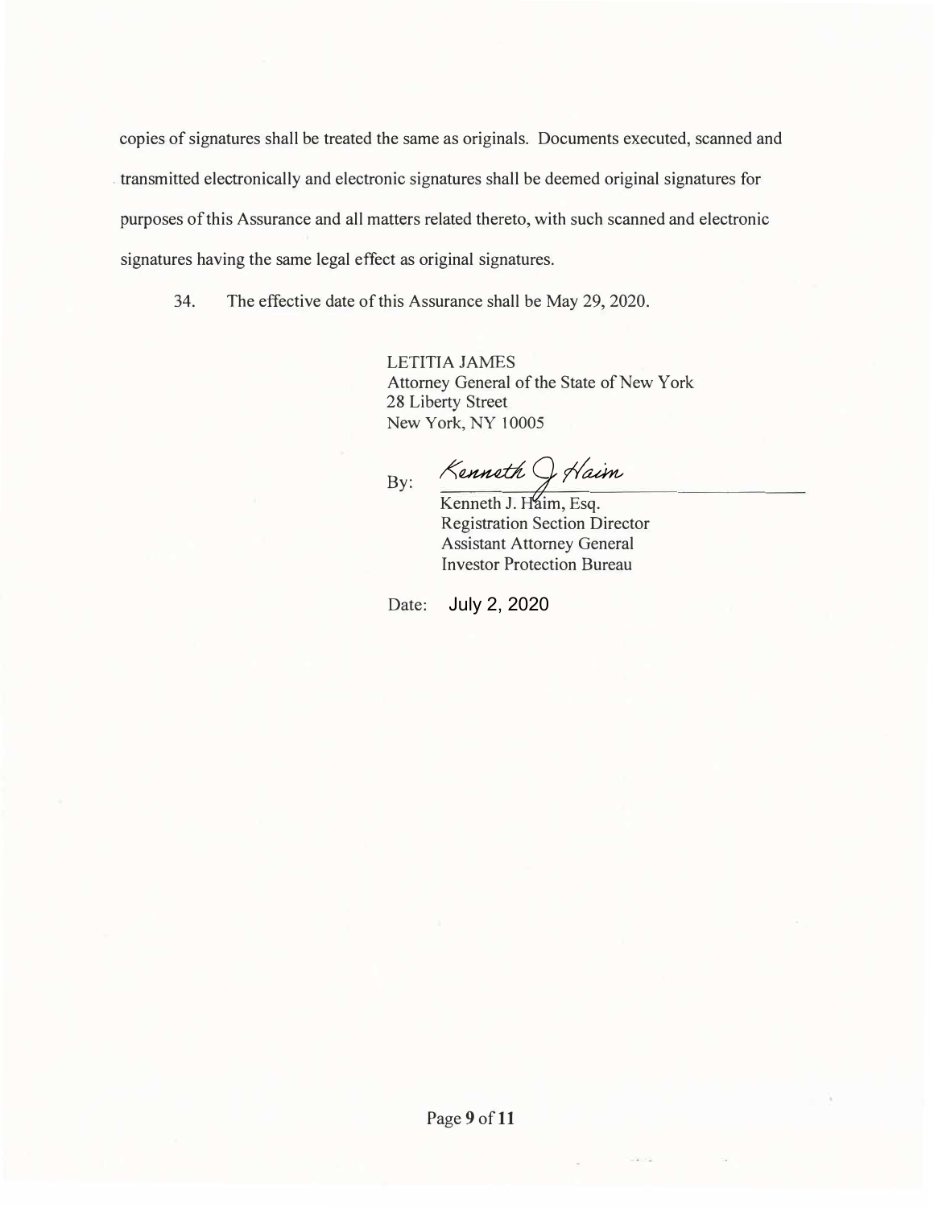copies of signatures shall be treated the same as originals. Documents executed, scanned and transmitted electronically and electronic signatures shall be deemed original signatures for purposes of this Assurance and all matters related thereto, with such scanned and electronic signatures having the same legal effect as original signatures.

34. The effective date of this Assurance shall be May 29, 2020.

LETITIA JAMES
Attorney General of the State of New York
28 Liberty Street
New York, NY 10005

By: *Kenneth J. Haim*

Kenneth J. Haim, Esq.
Registration Section Director
Assistant Attorney General
Investor Protection Bureau

Date: July 2, 2020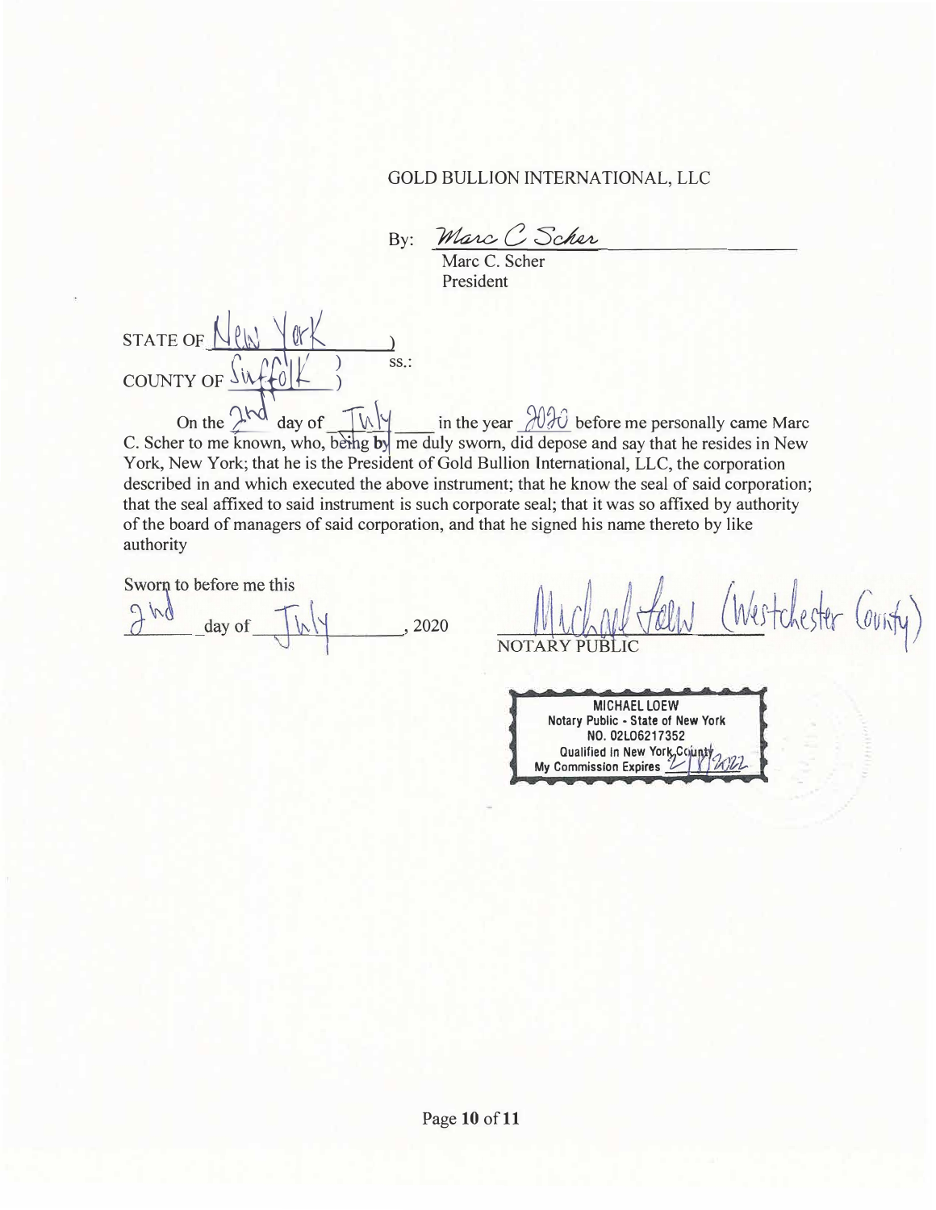GOLD BULLION INTERNATIONAL, LLC

By: *Marc C Scher*

Marc C. Scher
President

STATE OF New York )
) ss.:
COUNTY OF Suffolk )

On the 2nd day of July in the year 2020 before me personally came Marc C. Scher to me known, who, being by me duly sworn, did depose and say that he resides in New York, New York; that he is the President of Gold Bullion International, LLC, the corporation described in and which executed the above instrument; that he know the seal of said corporation; that the seal affixed to said instrument is such corporate seal; that it was so affixed by authority of the board of managers of said corporation, and that he signed his name thereto by like authority

Sworn to before me this
2nd day of July, 2020

*Michael Loew* (Westchester County)
NOTARY PUBLIC

MICHAEL LOEW
Notary Public - State of New York
NO. 02LO6217352
Qualified in New York County
My Commission Expires 2/8/2022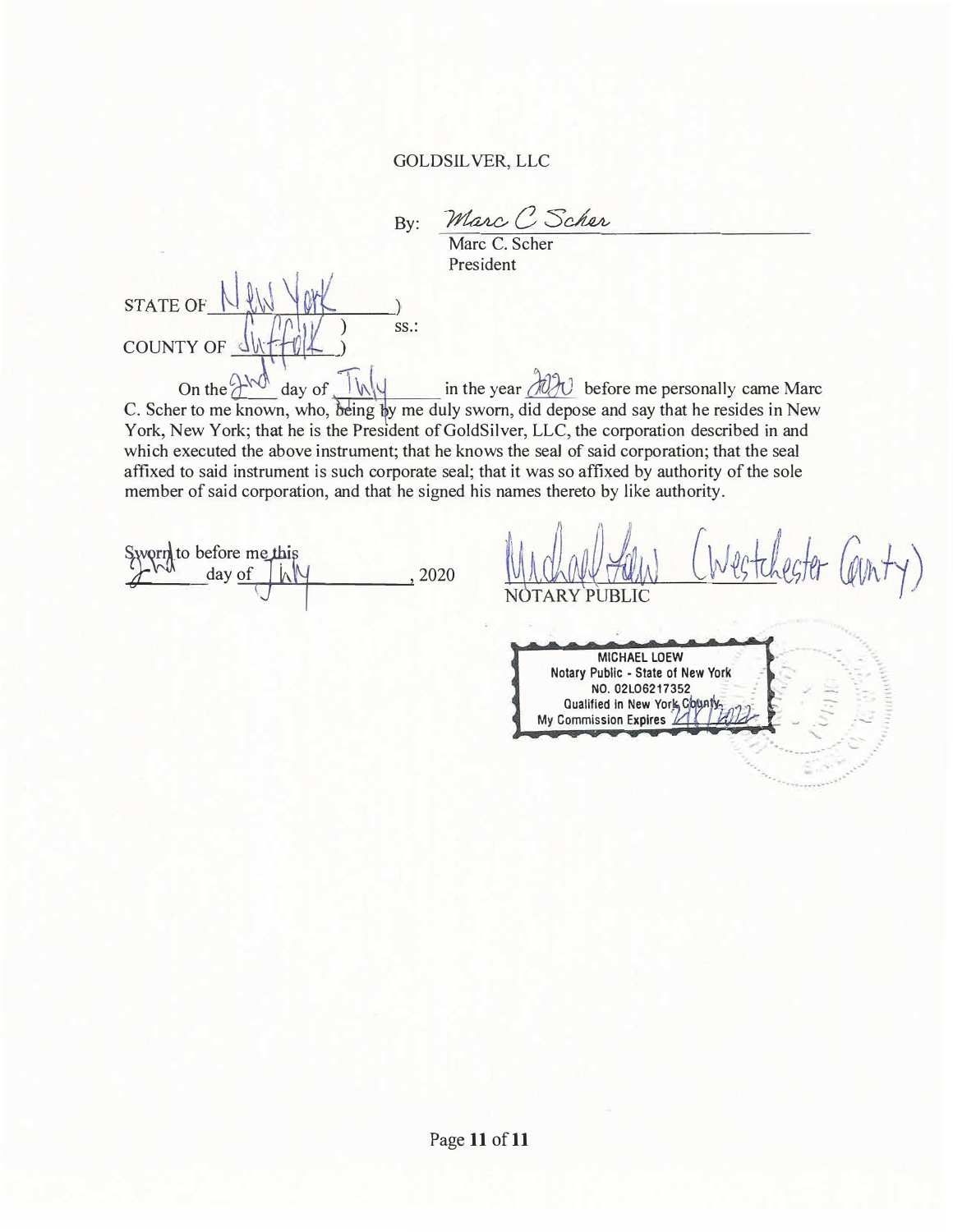GOLDSILVER, LLC

By: *Marc C Scher*
Marc C. Scher
President

STATE OF New York )
) ss.:
COUNTY OF Suffolk )

On the 2nd day of July in the year 2020 before me personally came Marc C. Scher to me known, who, being by me duly sworn, did depose and say that he resides in New York, New York; that he is the President of GoldSilver, LLC, the corporation described in and which executed the above instrument; that he knows the seal of said corporation; that the seal affixed to said instrument is such corporate seal; that it was so affixed by authority of the sole member of said corporation, and that he signed his names thereto by like authority.

Sworn to before me this 2nd day of July, 2020

Michael Loew (Westchester County)
NOTARY PUBLIC

MICHAEL LOEW
Notary Public - State of New York
NO. 02LO6217352
Qualified in New York County
My Commission Expires 2/1/2022